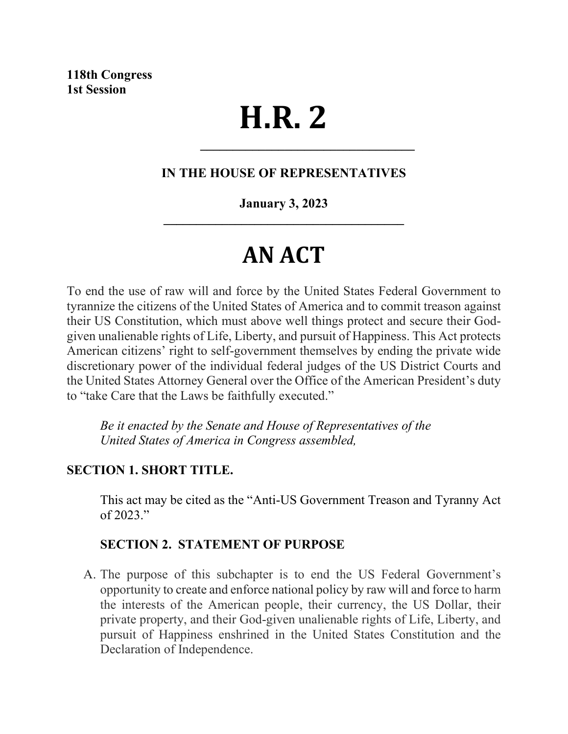**118th Congress**
**1st Session**

# H.R. 2

---

**IN THE HOUSE OF REPRESENTATIVES**

**January 3, 2023**

---

# AN ACT

To end the use of raw will and force by the United States Federal Government to tyrannize the citizens of the United States of America and to commit treason against their US Constitution, which must above well things protect and secure their God-given unalienable rights of Life, Liberty, and pursuit of Happiness. This Act protects American citizens' right to self-government themselves by ending the private wide discretionary power of the individual federal judges of the US District Courts and the United States Attorney General over the Office of the American President's duty to "take Care that the Laws be faithfully executed."

*Be it enacted by the Senate and House of Representatives of the United States of America in Congress assembled,*

**SECTION 1. SHORT TITLE.**

This act may be cited as the "Anti-US Government Treason and Tyranny Act of 2023."

**SECTION 2. STATEMENT OF PURPOSE**

A. The purpose of this subchapter is to end the US Federal Government's opportunity to create and enforce national policy by raw will and force to harm the interests of the American people, their currency, the US Dollar, their private property, and their God-given unalienable rights of Life, Liberty, and pursuit of Happiness enshrined in the United States Constitution and the Declaration of Independence.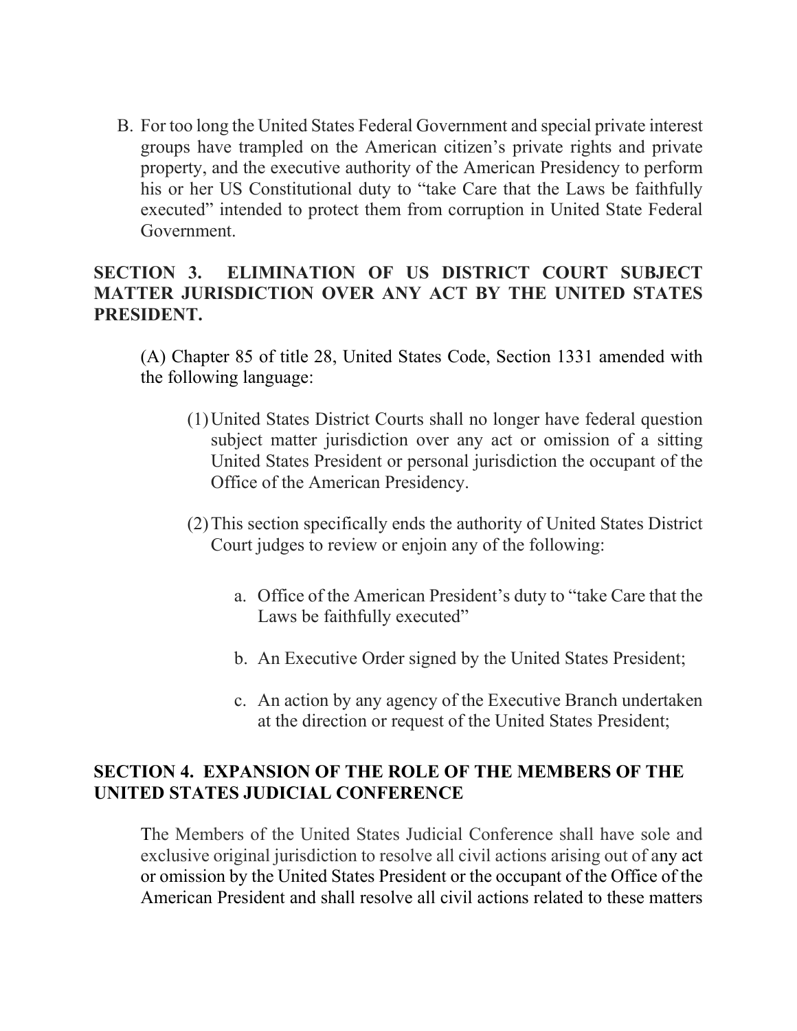B. For too long the United States Federal Government and special private interest groups have trampled on the American citizen's private rights and private property, and the executive authority of the American Presidency to perform his or her US Constitutional duty to "take Care that the Laws be faithfully executed" intended to protect them from corruption in United State Federal Government.

## SECTION 3. ELIMINATION OF US DISTRICT COURT SUBJECT MATTER JURISDICTION OVER ANY ACT BY THE UNITED STATES PRESIDENT.

(A) Chapter 85 of title 28, United States Code, Section 1331 amended with the following language:

(1) United States District Courts shall no longer have federal question subject matter jurisdiction over any act or omission of a sitting United States President or personal jurisdiction the occupant of the Office of the American Presidency.

(2) This section specifically ends the authority of United States District Court judges to review or enjoin any of the following:

a. Office of the American President's duty to "take Care that the Laws be faithfully executed"

b. An Executive Order signed by the United States President;

c. An action by any agency of the Executive Branch undertaken at the direction or request of the United States President;

## SECTION 4. EXPANSION OF THE ROLE OF THE MEMBERS OF THE UNITED STATES JUDICIAL CONFERENCE

The Members of the United States Judicial Conference shall have sole and exclusive original jurisdiction to resolve all civil actions arising out of any act or omission by the United States President or the occupant of the Office of the American President and shall resolve all civil actions related to these matters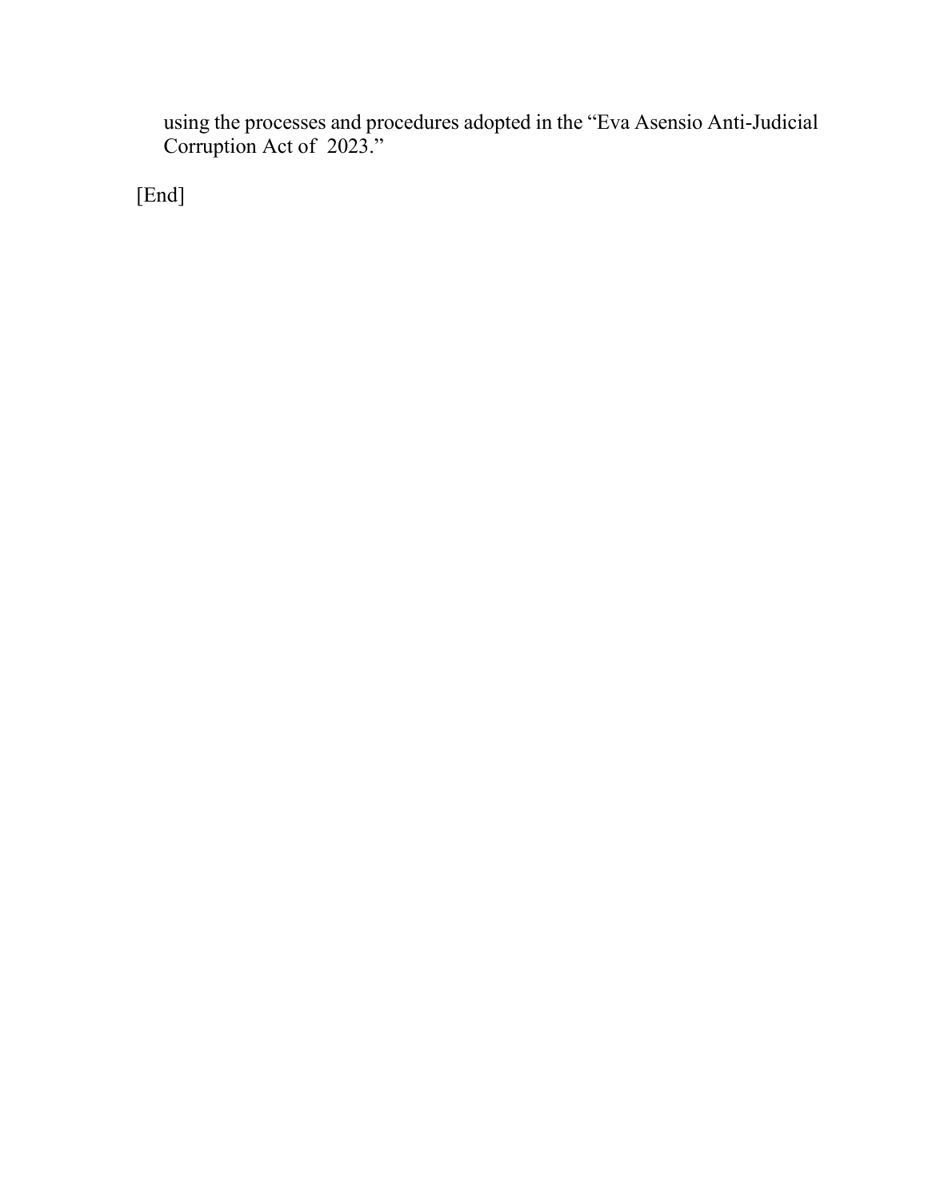using the processes and procedures adopted in the "Eva Asensio Anti-Judicial Corruption Act of 2023."

[End]